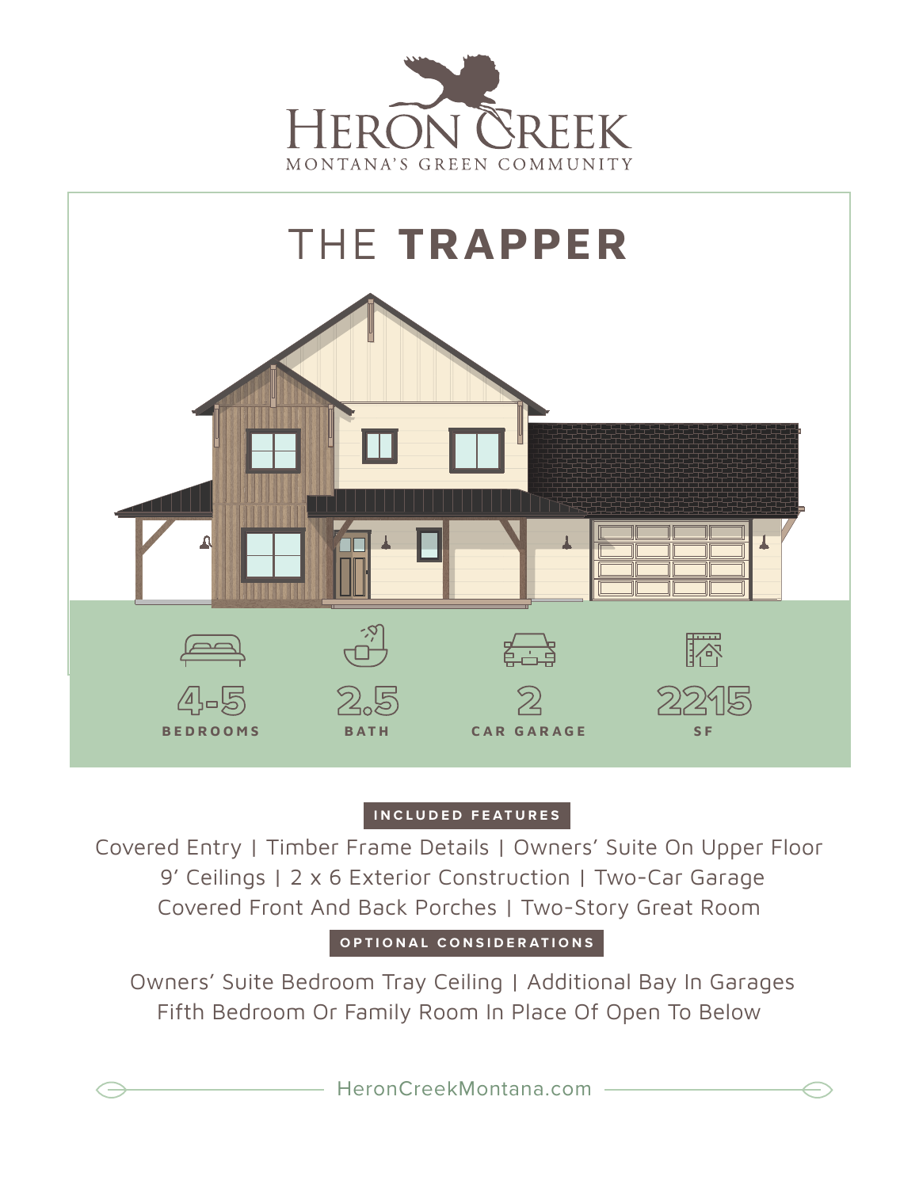HERON CREEK

MONTANA'S GREEN COMMUNITY

# THE TRAPPER

4-5

BEDROOMS

2.5

BATH

2

CAR GARAGE

2215

SF

## INCLUDED FEATURES

Covered Entry | Timber Frame Details | Owners' Suite On Upper Floor
9' Ceilings | 2 x 6 Exterior Construction | Two-Car Garage
Covered Front And Back Porches | Two-Story Great Room

## OPTIONAL CONSIDERATIONS

Owners' Suite Bedroom Tray Ceiling | Additional Bay In Garages
Fifth Bedroom Or Family Room In Place Of Open To Below

HeronCreekMontana.com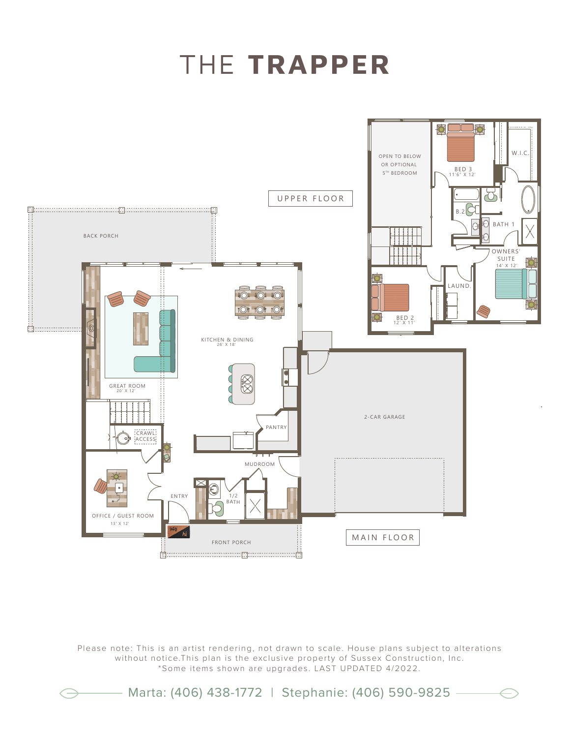# THE **TRAPPER**

UPPER FLOOR

OPEN TO BELOW OR OPTIONAL 5TH BEDROOM

BED 3
11'6" X 12'

W.I.C.

B.2

BATH 1

OWNERS' SUITE
14' X 12'

LAUND.

BED 2
12' X 11'

BACK PORCH

KITCHEN & DINING
26' X 18'

GREAT ROOM
20' X 12'

CRAWL ACCESS

PANTRY

2-CAR GARAGE

MUDROOM

ENTRY

1/2 BATH

OFFICE / GUEST ROOM
13' X 12'

FRONT PORCH

MAIN FLOOR

Please note: This is an artist rendering, not drawn to scale. House plans subject to alterations without notice.This plan is the exclusive property of Sussex Construction, Inc. *Some items shown are upgrades. LAST UPDATED 4/2022.

Marta: (406) 438-1772 | Stephanie: (406) 590-9825